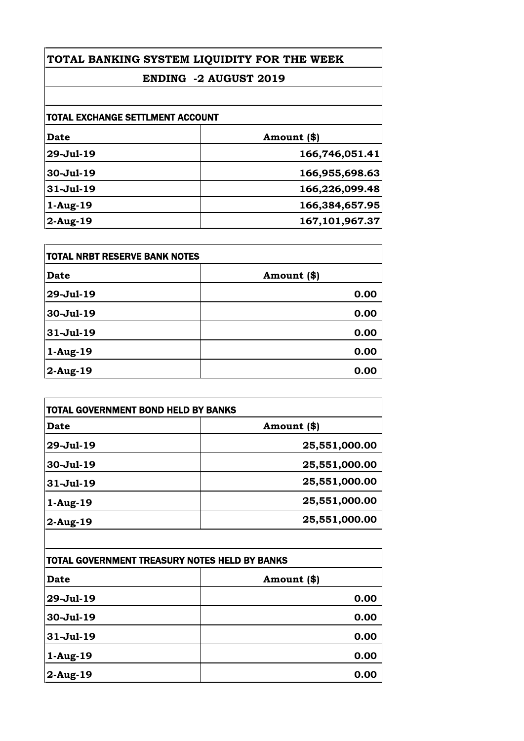# TOTAL BANKING SYSTEM LIQUIDITY FOR THE WEEK

## ENDING -2 AUGUST 2019

### TOTAL EXCHANGE SETTLMENT ACCOUNT

| Date | Amount ($) |
|---|---|
| 29-Jul-19 | 166,746,051.41 |
| 30-Jul-19 | 166,955,698.63 |
| 31-Jul-19 | 166,226,099.48 |
| 1-Aug-19 | 166,384,657.95 |
| 2-Aug-19 | 167,101,967.37 |

### TOTAL NRBT RESERVE BANK NOTES

| Date | Amount ($) |
|---|---|
| 29-Jul-19 | 0.00 |
| 30-Jul-19 | 0.00 |
| 31-Jul-19 | 0.00 |
| 1-Aug-19 | 0.00 |
| 2-Aug-19 | 0.00 |

### TOTAL GOVERNMENT BOND HELD BY BANKS

| Date | Amount ($) |
|---|---|
| 29-Jul-19 | 25,551,000.00 |
| 30-Jul-19 | 25,551,000.00 |
| 31-Jul-19 | 25,551,000.00 |
| 1-Aug-19 | 25,551,000.00 |
| 2-Aug-19 | 25,551,000.00 |

### TOTAL GOVERNMENT TREASURY NOTES HELD BY BANKS

| Date | Amount ($) |
|---|---|
| 29-Jul-19 | 0.00 |
| 30-Jul-19 | 0.00 |
| 31-Jul-19 | 0.00 |
| 1-Aug-19 | 0.00 |
| 2-Aug-19 | 0.00 |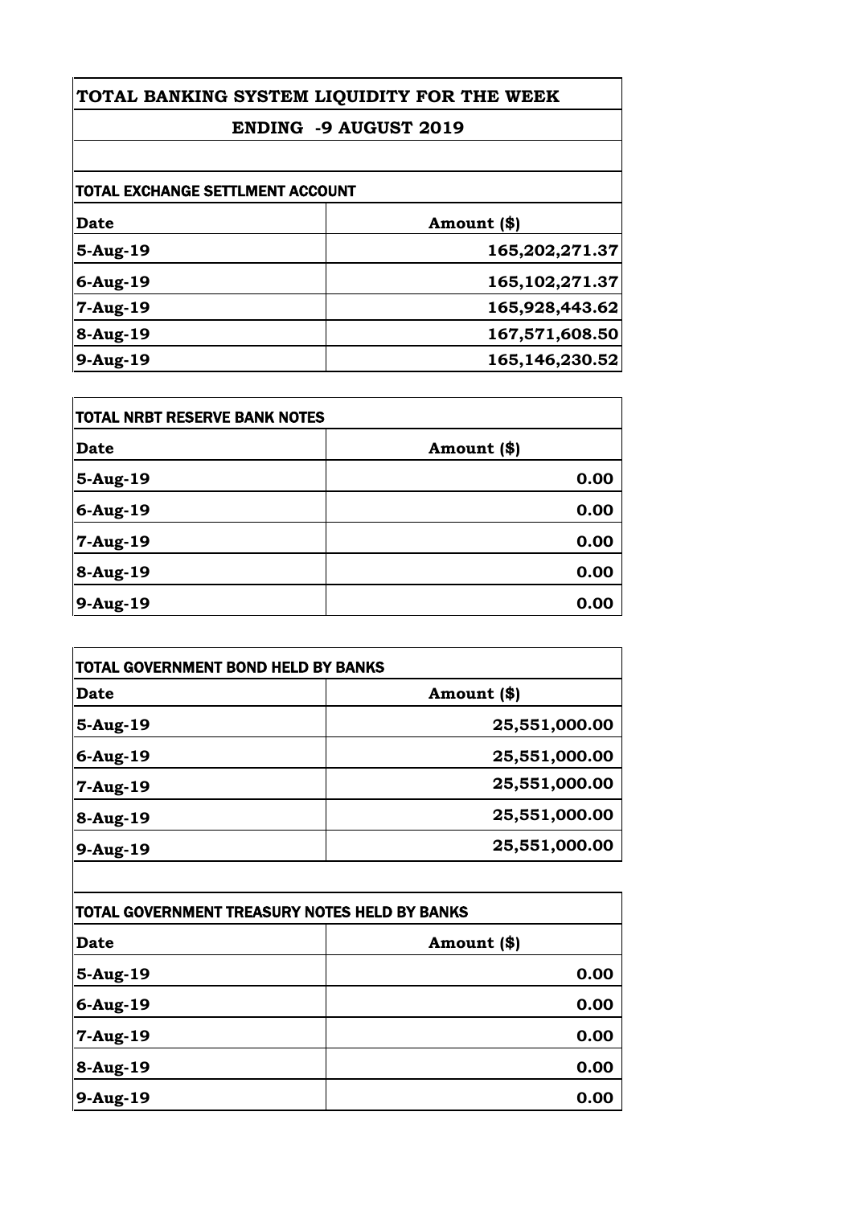# TOTAL BANKING SYSTEM LIQUIDITY FOR THE WEEK

## ENDING -9 AUGUST 2019

### TOTAL EXCHANGE SETTLMENT ACCOUNT

| Date | Amount ($) |
|---|---|
| 5-Aug-19 | 165,202,271.37 |
| 6-Aug-19 | 165,102,271.37 |
| 7-Aug-19 | 165,928,443.62 |
| 8-Aug-19 | 167,571,608.50 |
| 9-Aug-19 | 165,146,230.52 |

### TOTAL NRBT RESERVE BANK NOTES

| Date | Amount ($) |
|---|---|
| 5-Aug-19 | 0.00 |
| 6-Aug-19 | 0.00 |
| 7-Aug-19 | 0.00 |
| 8-Aug-19 | 0.00 |
| 9-Aug-19 | 0.00 |

### TOTAL GOVERNMENT BOND HELD BY BANKS

| Date | Amount ($) |
|---|---|
| 5-Aug-19 | 25,551,000.00 |
| 6-Aug-19 | 25,551,000.00 |
| 7-Aug-19 | 25,551,000.00 |
| 8-Aug-19 | 25,551,000.00 |
| 9-Aug-19 | 25,551,000.00 |

### TOTAL GOVERNMENT TREASURY NOTES HELD BY BANKS

| Date | Amount ($) |
|---|---|
| 5-Aug-19 | 0.00 |
| 6-Aug-19 | 0.00 |
| 7-Aug-19 | 0.00 |
| 8-Aug-19 | 0.00 |
| 9-Aug-19 | 0.00 |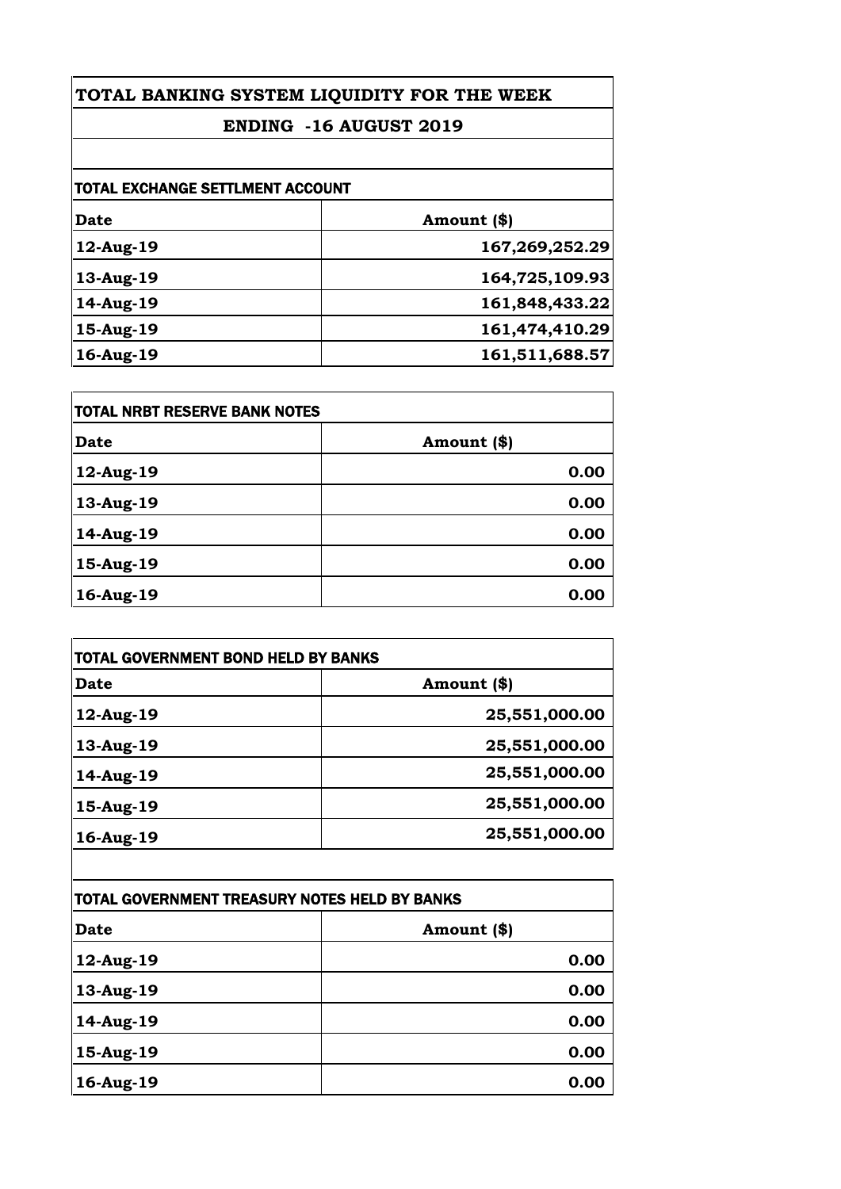# TOTAL BANKING SYSTEM LIQUIDITY FOR THE WEEK

## ENDING -16 AUGUST 2019

### TOTAL EXCHANGE SETTLMENT ACCOUNT

| Date | Amount ($) |
|---|---|
| 12-Aug-19 | 167,269,252.29 |
| 13-Aug-19 | 164,725,109.93 |
| 14-Aug-19 | 161,848,433.22 |
| 15-Aug-19 | 161,474,410.29 |
| 16-Aug-19 | 161,511,688.57 |

### TOTAL NRBT RESERVE BANK NOTES

| Date | Amount ($) |
|---|---|
| 12-Aug-19 | 0.00 |
| 13-Aug-19 | 0.00 |
| 14-Aug-19 | 0.00 |
| 15-Aug-19 | 0.00 |
| 16-Aug-19 | 0.00 |

### TOTAL GOVERNMENT BOND HELD BY BANKS

| Date | Amount ($) |
|---|---|
| 12-Aug-19 | 25,551,000.00 |
| 13-Aug-19 | 25,551,000.00 |
| 14-Aug-19 | 25,551,000.00 |
| 15-Aug-19 | 25,551,000.00 |
| 16-Aug-19 | 25,551,000.00 |

### TOTAL GOVERNMENT TREASURY NOTES HELD BY BANKS

| Date | Amount ($) |
|---|---|
| 12-Aug-19 | 0.00 |
| 13-Aug-19 | 0.00 |
| 14-Aug-19 | 0.00 |
| 15-Aug-19 | 0.00 |
| 16-Aug-19 | 0.00 |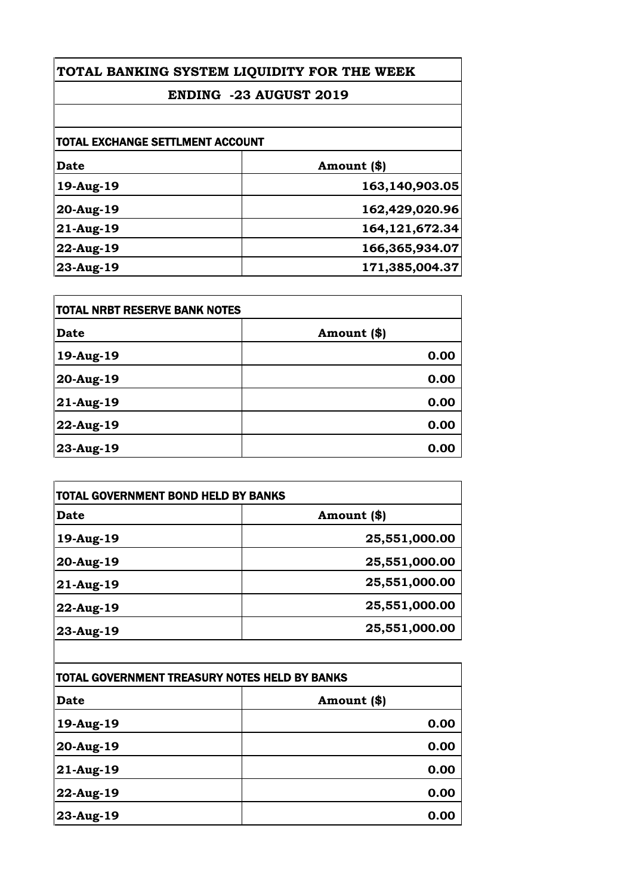# TOTAL BANKING SYSTEM LIQUIDITY FOR THE WEEK

## ENDING -23 AUGUST 2019

### TOTAL EXCHANGE SETTLMENT ACCOUNT

| Date | Amount ($) |
|---|---|
| 19-Aug-19 | 163,140,903.05 |
| 20-Aug-19 | 162,429,020.96 |
| 21-Aug-19 | 164,121,672.34 |
| 22-Aug-19 | 166,365,934.07 |
| 23-Aug-19 | 171,385,004.37 |

### TOTAL NRBT RESERVE BANK NOTES

| Date | Amount ($) |
|---|---|
| 19-Aug-19 | 0.00 |
| 20-Aug-19 | 0.00 |
| 21-Aug-19 | 0.00 |
| 22-Aug-19 | 0.00 |
| 23-Aug-19 | 0.00 |

### TOTAL GOVERNMENT BOND HELD BY BANKS

| Date | Amount ($) |
|---|---|
| 19-Aug-19 | 25,551,000.00 |
| 20-Aug-19 | 25,551,000.00 |
| 21-Aug-19 | 25,551,000.00 |
| 22-Aug-19 | 25,551,000.00 |
| 23-Aug-19 | 25,551,000.00 |

### TOTAL GOVERNMENT TREASURY NOTES HELD BY BANKS

| Date | Amount ($) |
|---|---|
| 19-Aug-19 | 0.00 |
| 20-Aug-19 | 0.00 |
| 21-Aug-19 | 0.00 |
| 22-Aug-19 | 0.00 |
| 23-Aug-19 | 0.00 |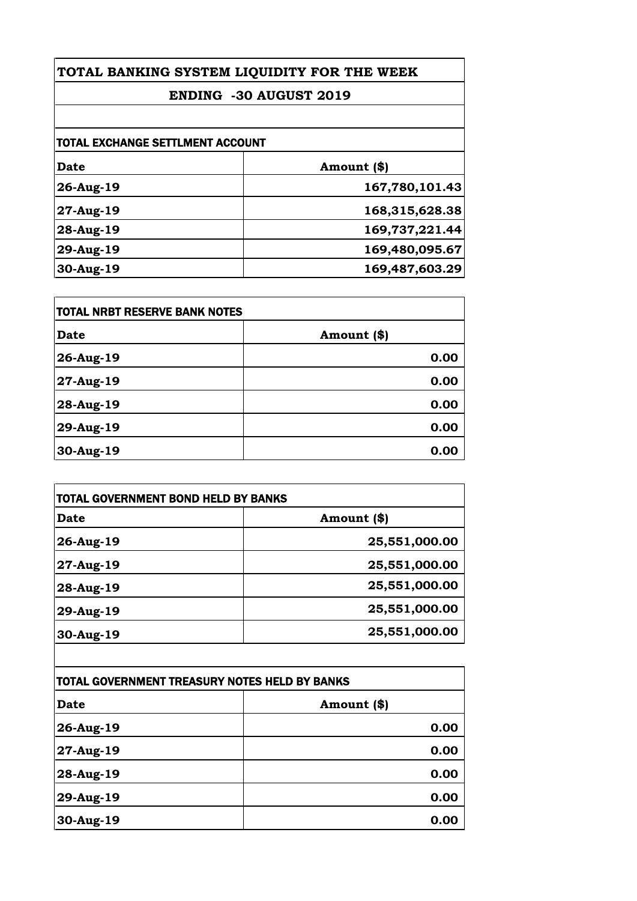# TOTAL BANKING SYSTEM LIQUIDITY FOR THE WEEK

## ENDING -30 AUGUST 2019

### TOTAL EXCHANGE SETTLMENT ACCOUNT

| Date | Amount ($) |
|---|---|
| 26-Aug-19 | 167,780,101.43 |
| 27-Aug-19 | 168,315,628.38 |
| 28-Aug-19 | 169,737,221.44 |
| 29-Aug-19 | 169,480,095.67 |
| 30-Aug-19 | 169,487,603.29 |

### TOTAL NRBT RESERVE BANK NOTES

| Date | Amount ($) |
|---|---|
| 26-Aug-19 | 0.00 |
| 27-Aug-19 | 0.00 |
| 28-Aug-19 | 0.00 |
| 29-Aug-19 | 0.00 |
| 30-Aug-19 | 0.00 |

### TOTAL GOVERNMENT BOND HELD BY BANKS

| Date | Amount ($) |
|---|---|
| 26-Aug-19 | 25,551,000.00 |
| 27-Aug-19 | 25,551,000.00 |
| 28-Aug-19 | 25,551,000.00 |
| 29-Aug-19 | 25,551,000.00 |
| 30-Aug-19 | 25,551,000.00 |

### TOTAL GOVERNMENT TREASURY NOTES HELD BY BANKS

| Date | Amount ($) |
|---|---|
| 26-Aug-19 | 0.00 |
| 27-Aug-19 | 0.00 |
| 28-Aug-19 | 0.00 |
| 29-Aug-19 | 0.00 |
| 30-Aug-19 | 0.00 |